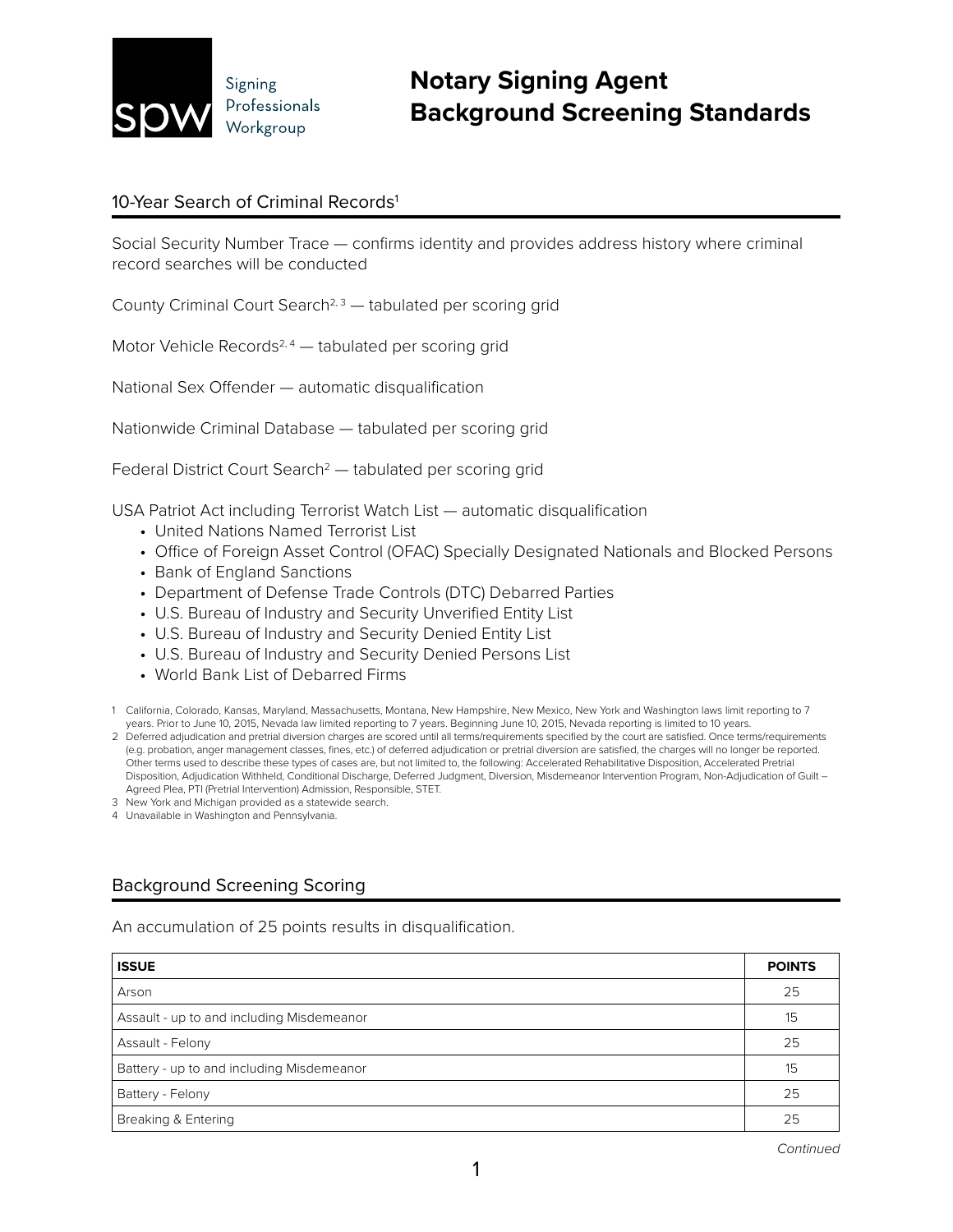Signing Professionals Workgroup

# Notary Signing Agent Background Screening Standards

## 10-Year Search of Criminal Records[1]

Social Security Number Trace — confirms identity and provides address history where criminal record searches will be conducted

County Criminal Court Search[2, 3] — tabulated per scoring grid

Motor Vehicle Records[2, 4] — tabulated per scoring grid

National Sex Offender — automatic disqualification

Nationwide Criminal Database — tabulated per scoring grid

Federal District Court Search[2] — tabulated per scoring grid

USA Patriot Act including Terrorist Watch List — automatic disqualification

- United Nations Named Terrorist List
- Office of Foreign Asset Control (OFAC) Specially Designated Nationals and Blocked Persons
- Bank of England Sanctions
- Department of Defense Trade Controls (DTC) Debarred Parties
- U.S. Bureau of Industry and Security Unverified Entity List
- U.S. Bureau of Industry and Security Denied Entity List
- U.S. Bureau of Industry and Security Denied Persons List
- World Bank List of Debarred Firms

1 California, Colorado, Kansas, Maryland, Massachusetts, Montana, New Hampshire, New Mexico, New York and Washington laws limit reporting to 7 years. Prior to June 10, 2015, Nevada law limited reporting to 7 years. Beginning June 10, 2015, Nevada reporting is limited to 10 years.

2 Deferred adjudication and pretrial diversion charges are scored until all terms/requirements specified by the court are satisfied. Once terms/requirements (e.g. probation, anger management classes, fines, etc.) of deferred adjudication or pretrial diversion are satisfied, the charges will no longer be reported. Other terms used to describe these types of cases are, but not limited to, the following: Accelerated Rehabilitative Disposition, Accelerated Pretrial Disposition, Adjudication Withheld, Conditional Discharge, Deferred Judgment, Diversion, Misdemeanor Intervention Program, Non-Adjudication of Guilt – Agreed Plea, PTI (Pretrial Intervention) Admission, Responsible, STET.

3 New York and Michigan provided as a statewide search.

4 Unavailable in Washington and Pennsylvania.

## Background Screening Scoring

An accumulation of 25 points results in disqualification.

| ISSUE | POINTS |
|---|---|
| Arson | 25 |
| Assault - up to and including Misdemeanor | 15 |
| Assault - Felony | 25 |
| Battery - up to and including Misdemeanor | 15 |
| Battery - Felony | 25 |
| Breaking & Entering | 25 |

*Continued*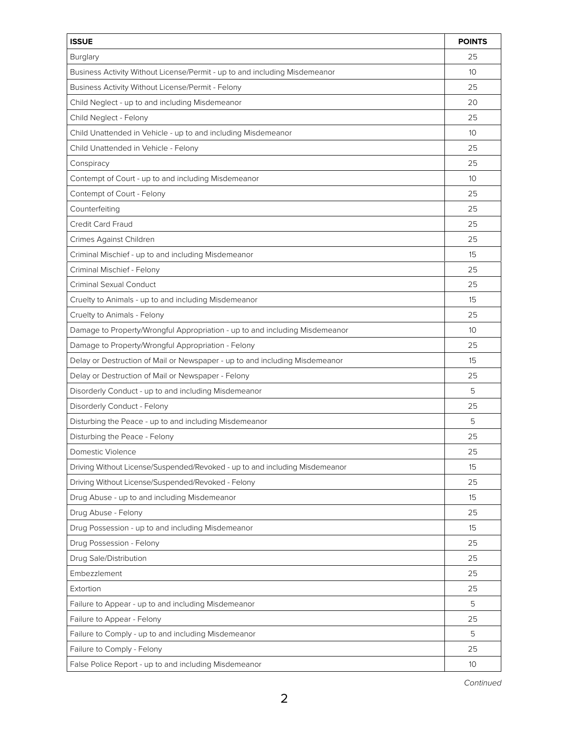| ISSUE | POINTS |
|---|---|
| Burglary | 25 |
| Business Activity Without License/Permit - up to and including Misdemeanor | 10 |
| Business Activity Without License/Permit - Felony | 25 |
| Child Neglect - up to and including Misdemeanor | 20 |
| Child Neglect - Felony | 25 |
| Child Unattended in Vehicle - up to and including Misdemeanor | 10 |
| Child Unattended in Vehicle - Felony | 25 |
| Conspiracy | 25 |
| Contempt of Court - up to and including Misdemeanor | 10 |
| Contempt of Court - Felony | 25 |
| Counterfeiting | 25 |
| Credit Card Fraud | 25 |
| Crimes Against Children | 25 |
| Criminal Mischief - up to and including Misdemeanor | 15 |
| Criminal Mischief - Felony | 25 |
| Criminal Sexual Conduct | 25 |
| Cruelty to Animals - up to and including Misdemeanor | 15 |
| Cruelty to Animals - Felony | 25 |
| Damage to Property/Wrongful Appropriation - up to and including Misdemeanor | 10 |
| Damage to Property/Wrongful Appropriation - Felony | 25 |
| Delay or Destruction of Mail or Newspaper - up to and including Misdemeanor | 15 |
| Delay or Destruction of Mail or Newspaper - Felony | 25 |
| Disorderly Conduct - up to and including Misdemeanor | 5 |
| Disorderly Conduct - Felony | 25 |
| Disturbing the Peace - up to and including Misdemeanor | 5 |
| Disturbing the Peace - Felony | 25 |
| Domestic Violence | 25 |
| Driving Without License/Suspended/Revoked - up to and including Misdemeanor | 15 |
| Driving Without License/Suspended/Revoked - Felony | 25 |
| Drug Abuse - up to and including Misdemeanor | 15 |
| Drug Abuse - Felony | 25 |
| Drug Possession - up to and including Misdemeanor | 15 |
| Drug Possession - Felony | 25 |
| Drug Sale/Distribution | 25 |
| Embezzlement | 25 |
| Extortion | 25 |
| Failure to Appear - up to and including Misdemeanor | 5 |
| Failure to Appear - Felony | 25 |
| Failure to Comply - up to and including Misdemeanor | 5 |
| Failure to Comply - Felony | 25 |
| False Police Report - up to and including Misdemeanor | 10 |

*Continued*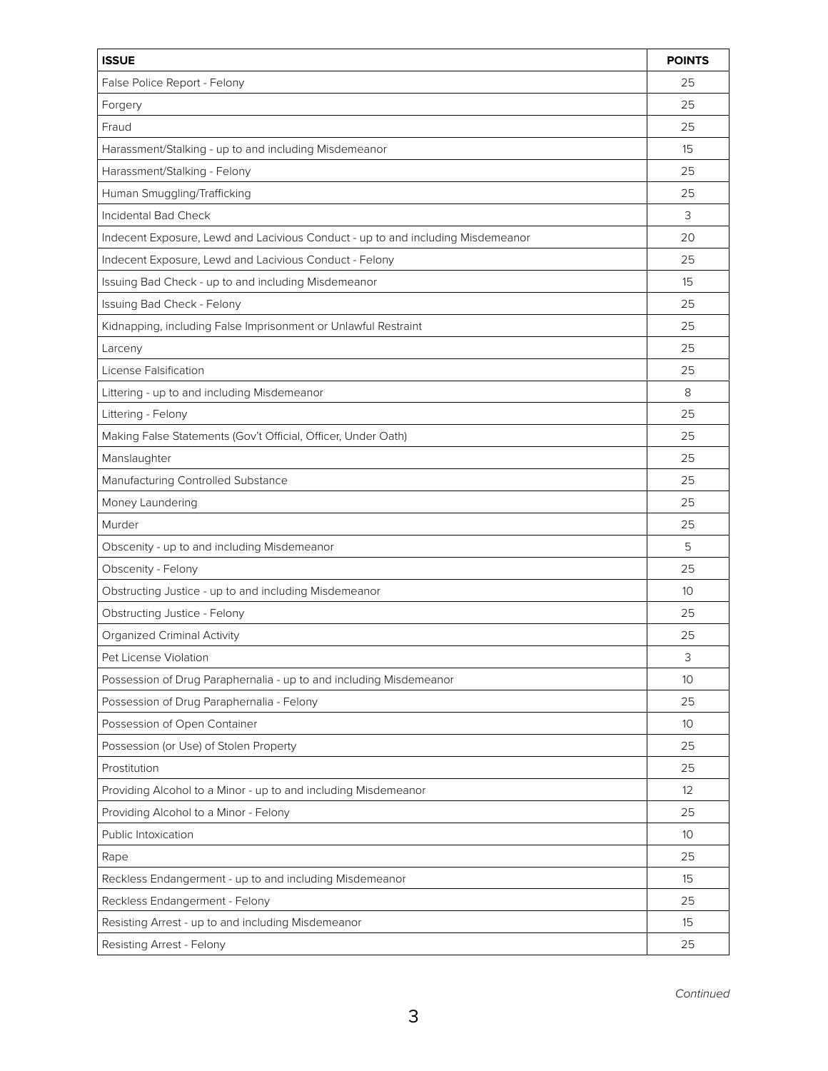| ISSUE | POINTS |
|---|---|
| False Police Report - Felony | 25 |
| Forgery | 25 |
| Fraud | 25 |
| Harassment/Stalking - up to and including Misdemeanor | 15 |
| Harassment/Stalking - Felony | 25 |
| Human Smuggling/Trafficking | 25 |
| Incidental Bad Check | 3 |
| Indecent Exposure, Lewd and Lacivious Conduct - up to and including Misdemeanor | 20 |
| Indecent Exposure, Lewd and Lacivious Conduct - Felony | 25 |
| Issuing Bad Check - up to and including Misdemeanor | 15 |
| Issuing Bad Check - Felony | 25 |
| Kidnapping, including False Imprisonment or Unlawful Restraint | 25 |
| Larceny | 25 |
| License Falsification | 25 |
| Littering - up to and including Misdemeanor | 8 |
| Littering - Felony | 25 |
| Making False Statements (Gov't Official, Officer, Under Oath) | 25 |
| Manslaughter | 25 |
| Manufacturing Controlled Substance | 25 |
| Money Laundering | 25 |
| Murder | 25 |
| Obscenity - up to and including Misdemeanor | 5 |
| Obscenity - Felony | 25 |
| Obstructing Justice - up to and including Misdemeanor | 10 |
| Obstructing Justice - Felony | 25 |
| Organized Criminal Activity | 25 |
| Pet License Violation | 3 |
| Possession of Drug Paraphernalia - up to and including Misdemeanor | 10 |
| Possession of Drug Paraphernalia - Felony | 25 |
| Possession of Open Container | 10 |
| Possession (or Use) of Stolen Property | 25 |
| Prostitution | 25 |
| Providing Alcohol to a Minor - up to and including Misdemeanor | 12 |
| Providing Alcohol to a Minor - Felony | 25 |
| Public Intoxication | 10 |
| Rape | 25 |
| Reckless Endangerment - up to and including Misdemeanor | 15 |
| Reckless Endangerment - Felony | 25 |
| Resisting Arrest - up to and including Misdemeanor | 15 |
| Resisting Arrest - Felony | 25 |

*Continued*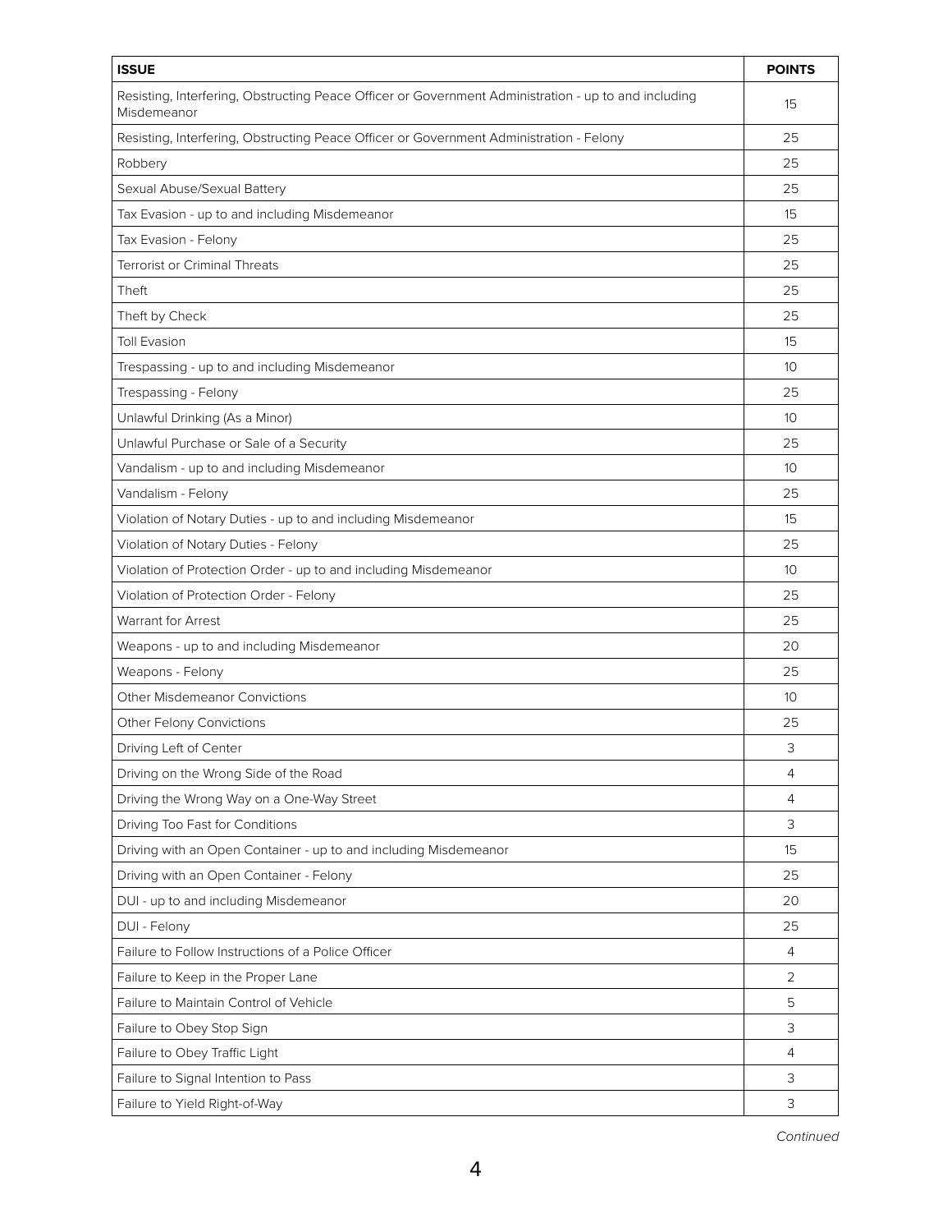| ISSUE | POINTS |
|---|---|
| Resisting, Interfering, Obstructing Peace Officer or Government Administration - up to and including Misdemeanor | 15 |
| Resisting, Interfering, Obstructing Peace Officer or Government Administration - Felony | 25 |
| Robbery | 25 |
| Sexual Abuse/Sexual Battery | 25 |
| Tax Evasion - up to and including Misdemeanor | 15 |
| Tax Evasion - Felony | 25 |
| Terrorist or Criminal Threats | 25 |
| Theft | 25 |
| Theft by Check | 25 |
| Toll Evasion | 15 |
| Trespassing - up to and including Misdemeanor | 10 |
| Trespassing - Felony | 25 |
| Unlawful Drinking (As a Minor) | 10 |
| Unlawful Purchase or Sale of a Security | 25 |
| Vandalism - up to and including Misdemeanor | 10 |
| Vandalism - Felony | 25 |
| Violation of Notary Duties - up to and including Misdemeanor | 15 |
| Violation of Notary Duties - Felony | 25 |
| Violation of Protection Order - up to and including Misdemeanor | 10 |
| Violation of Protection Order - Felony | 25 |
| Warrant for Arrest | 25 |
| Weapons - up to and including Misdemeanor | 20 |
| Weapons - Felony | 25 |
| Other Misdemeanor Convictions | 10 |
| Other Felony Convictions | 25 |
| Driving Left of Center | 3 |
| Driving on the Wrong Side of the Road | 4 |
| Driving the Wrong Way on a One-Way Street | 4 |
| Driving Too Fast for Conditions | 3 |
| Driving with an Open Container - up to and including Misdemeanor | 15 |
| Driving with an Open Container - Felony | 25 |
| DUI - up to and including Misdemeanor | 20 |
| DUI - Felony | 25 |
| Failure to Follow Instructions of a Police Officer | 4 |
| Failure to Keep in the Proper Lane | 2 |
| Failure to Maintain Control of Vehicle | 5 |
| Failure to Obey Stop Sign | 3 |
| Failure to Obey Traffic Light | 4 |
| Failure to Signal Intention to Pass | 3 |
| Failure to Yield Right-of-Way | 3 |

*Continued*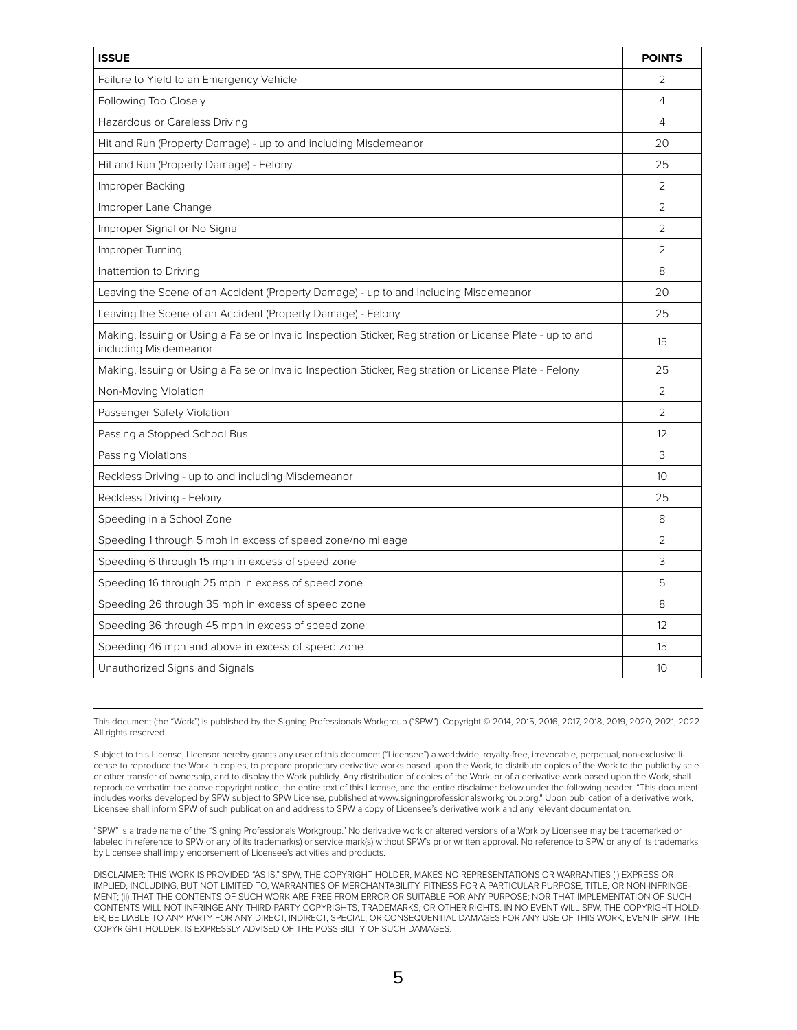| ISSUE | POINTS |
|---|---|
| Failure to Yield to an Emergency Vehicle | 2 |
| Following Too Closely | 4 |
| Hazardous or Careless Driving | 4 |
| Hit and Run (Property Damage) - up to and including Misdemeanor | 20 |
| Hit and Run (Property Damage) - Felony | 25 |
| Improper Backing | 2 |
| Improper Lane Change | 2 |
| Improper Signal or No Signal | 2 |
| Improper Turning | 2 |
| Inattention to Driving | 8 |
| Leaving the Scene of an Accident (Property Damage) - up to and including Misdemeanor | 20 |
| Leaving the Scene of an Accident (Property Damage) - Felony | 25 |
| Making, Issuing or Using a False or Invalid Inspection Sticker, Registration or License Plate - up to and including Misdemeanor | 15 |
| Making, Issuing or Using a False or Invalid Inspection Sticker, Registration or License Plate - Felony | 25 |
| Non-Moving Violation | 2 |
| Passenger Safety Violation | 2 |
| Passing a Stopped School Bus | 12 |
| Passing Violations | 3 |
| Reckless Driving - up to and including Misdemeanor | 10 |
| Reckless Driving - Felony | 25 |
| Speeding in a School Zone | 8 |
| Speeding 1 through 5 mph in excess of speed zone/no mileage | 2 |
| Speeding 6 through 15 mph in excess of speed zone | 3 |
| Speeding 16 through 25 mph in excess of speed zone | 5 |
| Speeding 26 through 35 mph in excess of speed zone | 8 |
| Speeding 36 through 45 mph in excess of speed zone | 12 |
| Speeding 46 mph and above in excess of speed zone | 15 |
| Unauthorized Signs and Signals | 10 |

---

This document (the "Work") is published by the Signing Professionals Workgroup ("SPW"). Copyright © 2014, 2015, 2016, 2017, 2018, 2019, 2020, 2021, 2022. All rights reserved.

Subject to this License, Licensor hereby grants any user of this document ("Licensee") a worldwide, royalty-free, irrevocable, perpetual, non-exclusive license to reproduce the Work in copies, to prepare proprietary derivative works based upon the Work, to distribute copies of the Work to the public by sale or other transfer of ownership, and to display the Work publicly. Any distribution of copies of the Work, or of a derivative work based upon the Work, shall reproduce verbatim the above copyright notice, the entire text of this License, and the entire disclaimer below under the following header: "This document includes works developed by SPW subject to SPW License, published at www.signingprofessionalsworkgroup.org." Upon publication of a derivative work, Licensee shall inform SPW of such publication and address to SPW a copy of Licensee's derivative work and any relevant documentation.

"SPW" is a trade name of the "Signing Professionals Workgroup." No derivative work or altered versions of a Work by Licensee may be trademarked or labeled in reference to SPW or any of its trademark(s) or service mark(s) without SPW's prior written approval. No reference to SPW or any of its trademarks by Licensee shall imply endorsement of Licensee's activities and products.

DISCLAIMER: THIS WORK IS PROVIDED "AS IS." SPW, THE COPYRIGHT HOLDER, MAKES NO REPRESENTATIONS OR WARRANTIES (i) EXPRESS OR IMPLIED, INCLUDING, BUT NOT LIMITED TO, WARRANTIES OF MERCHANTABILITY, FITNESS FOR A PARTICULAR PURPOSE, TITLE, OR NON-INFRINGEMENT; (ii) THAT THE CONTENTS OF SUCH WORK ARE FREE FROM ERROR OR SUITABLE FOR ANY PURPOSE; NOR THAT IMPLEMENTATION OF SUCH CONTENTS WILL NOT INFRINGE ANY THIRD-PARTY COPYRIGHTS, TRADEMARKS, OR OTHER RIGHTS. IN NO EVENT WILL SPW, THE COPYRIGHT HOLDER, BE LIABLE TO ANY PARTY FOR ANY DIRECT, INDIRECT, SPECIAL, OR CONSEQUENTIAL DAMAGES FOR ANY USE OF THIS WORK, EVEN IF SPW, THE COPYRIGHT HOLDER, IS EXPRESSLY ADVISED OF THE POSSIBILITY OF SUCH DAMAGES.